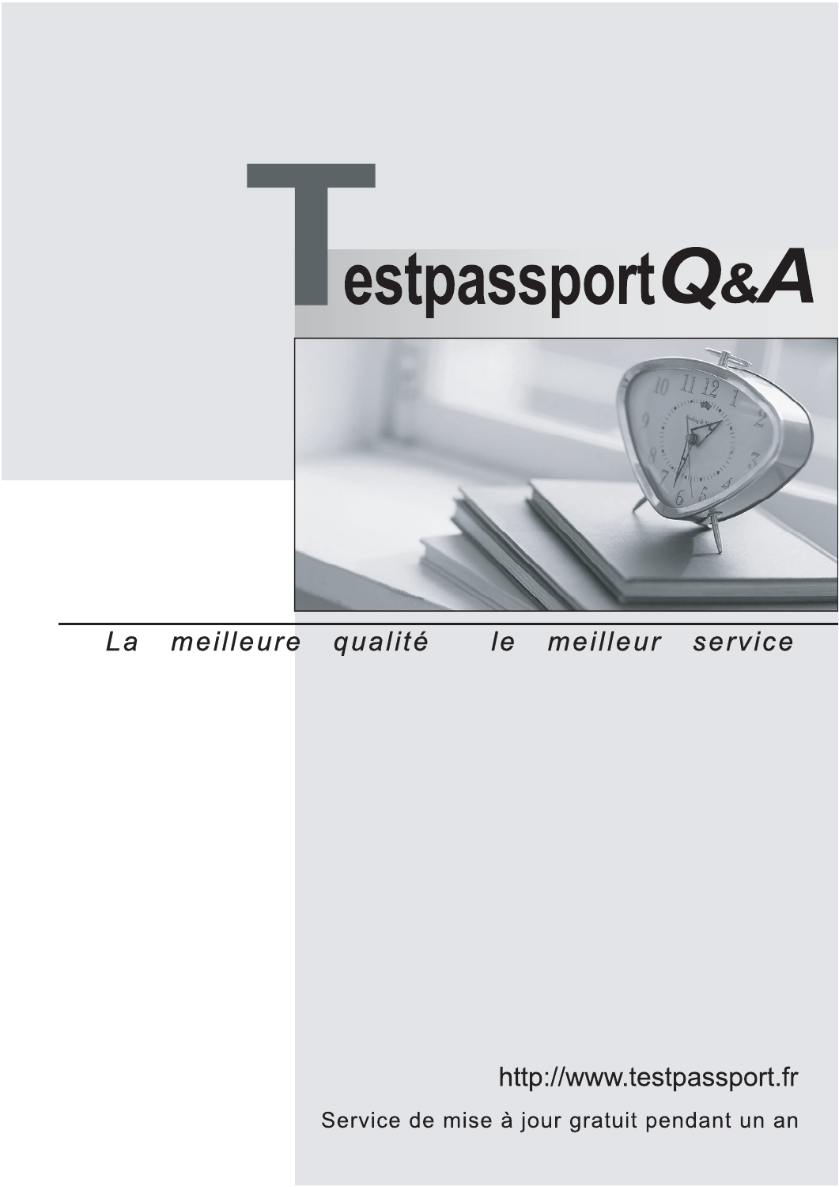# TestpassportQ&A

*La meilleure qualité le meilleur service*

http://www.testpassport.fr

Service de mise à jour gratuit pendant un an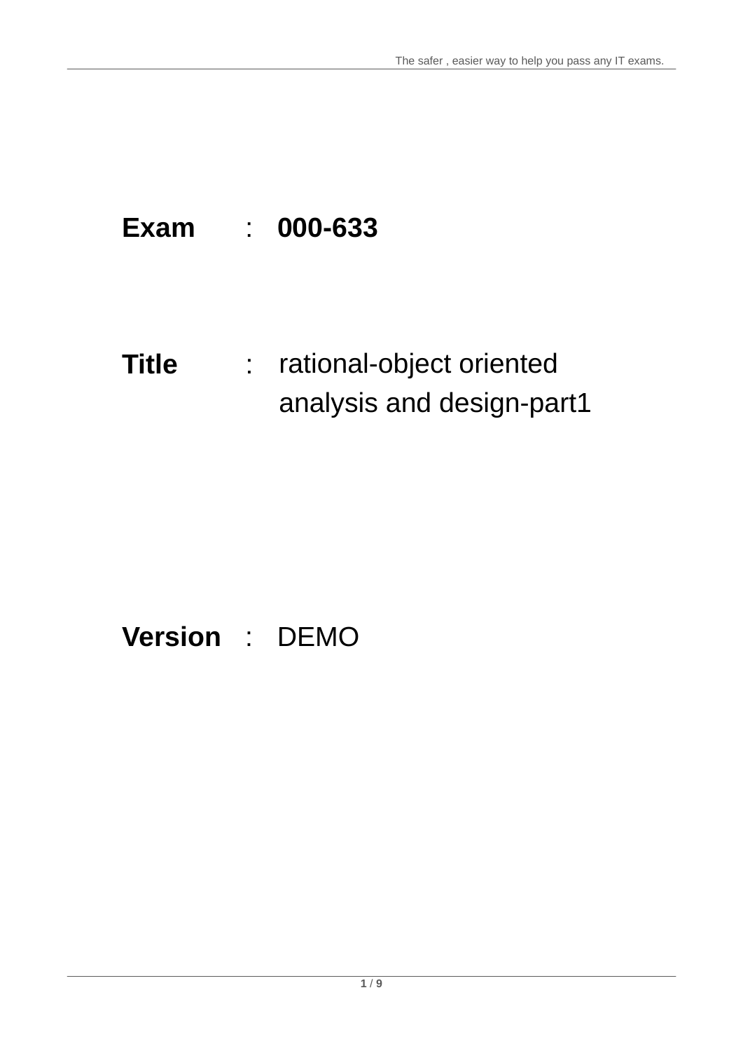**Exam** : **000-633**

**Title** : rational-object oriented analysis and design-part1

**Version** : DEMO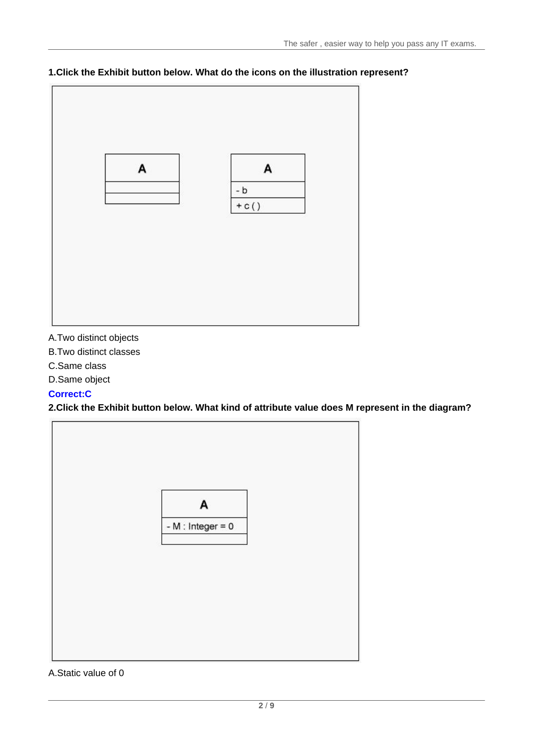**1.Click the Exhibit button below. What do the icons on the illustration represent?**

A.Two distinct objects

B.Two distinct classes

C.Same class

D.Same object

**Correct:C**

**2.Click the Exhibit button below. What kind of attribute value does M represent in the diagram?**

A.Static value of 0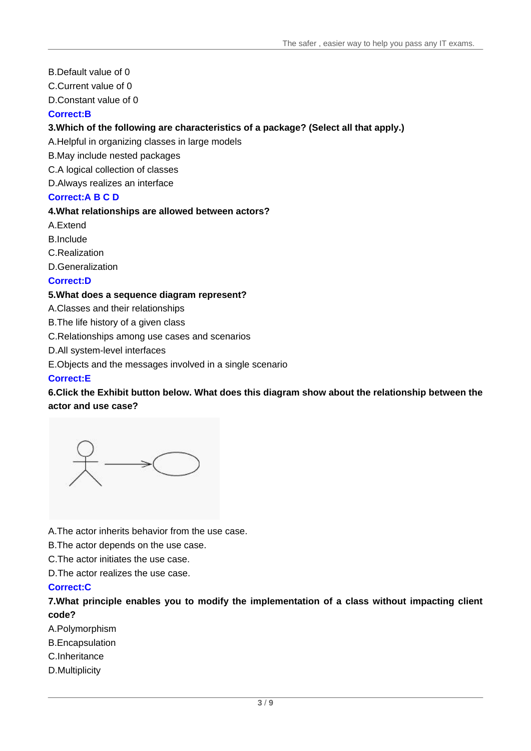B.Default value of 0

C.Current value of 0

D.Constant value of 0

**Correct:B**

**3.Which of the following are characteristics of a package? (Select all that apply.)**

A.Helpful in organizing classes in large models

B.May include nested packages

C.A logical collection of classes

D.Always realizes an interface

**Correct:A B C D**

**4.What relationships are allowed between actors?**

A.Extend

B.Include

C.Realization

D.Generalization

**Correct:D**

**5.What does a sequence diagram represent?**

A.Classes and their relationships

B.The life history of a given class

C.Relationships among use cases and scenarios

D.All system-level interfaces

E.Objects and the messages involved in a single scenario

**Correct:E**

**6.Click the Exhibit button below. What does this diagram show about the relationship between the actor and use case?**

A.The actor inherits behavior from the use case.

B.The actor depends on the use case.

C.The actor initiates the use case.

D.The actor realizes the use case.

**Correct:C**

**7.What principle enables you to modify the implementation of a class without impacting client code?**

A.Polymorphism

B.Encapsulation

C.Inheritance

D.Multiplicity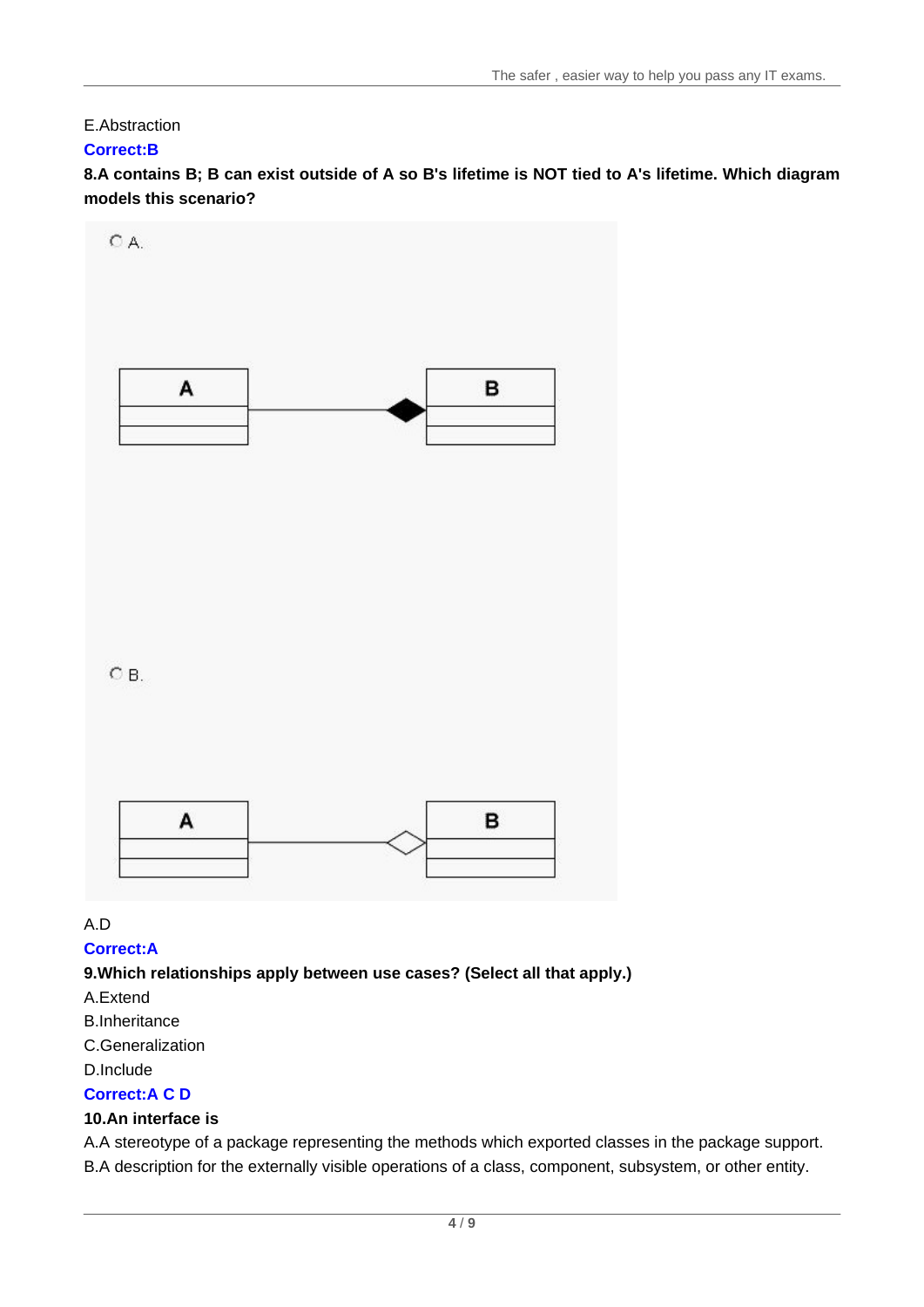E.Abstraction

**Correct:B**

**8.A contains B; B can exist outside of A so B's lifetime is NOT tied to A's lifetime. Which diagram models this scenario?**

A.

B.

A.D

**Correct:A**

**9.Which relationships apply between use cases? (Select all that apply.)**

A.Extend

B.Inheritance

C.Generalization

D.Include

**Correct:A C D**

**10.An interface is**

A.A stereotype of a package representing the methods which exported classes in the package support.

B.A description for the externally visible operations of a class, component, subsystem, or other entity.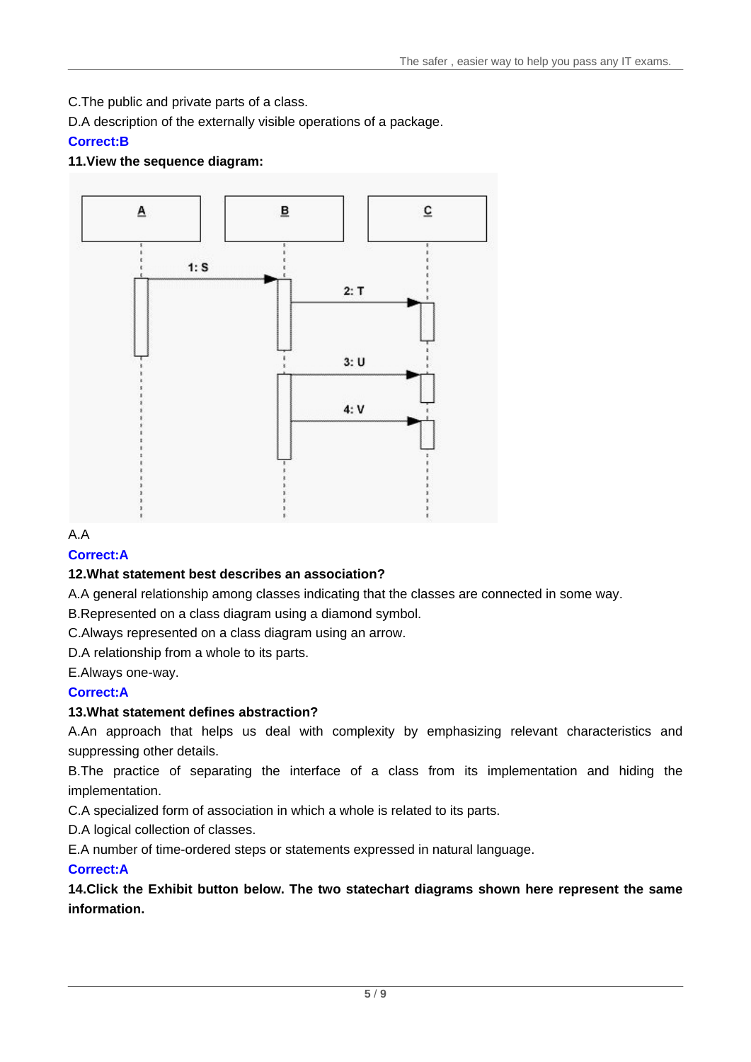C.The public and private parts of a class.

D.A description of the externally visible operations of a package.

**Correct:B**

**11.View the sequence diagram:**

A.A

**Correct:A**

**12.What statement best describes an association?**

A.A general relationship among classes indicating that the classes are connected in some way.

B.Represented on a class diagram using a diamond symbol.

C.Always represented on a class diagram using an arrow.

D.A relationship from a whole to its parts.

E.Always one-way.

**Correct:A**

**13.What statement defines abstraction?**

A.An approach that helps us deal with complexity by emphasizing relevant characteristics and suppressing other details.

B.The practice of separating the interface of a class from its implementation and hiding the implementation.

C.A specialized form of association in which a whole is related to its parts.

D.A logical collection of classes.

E.A number of time-ordered steps or statements expressed in natural language.

**Correct:A**

**14.Click the Exhibit button below. The two statechart diagrams shown here represent the same information.**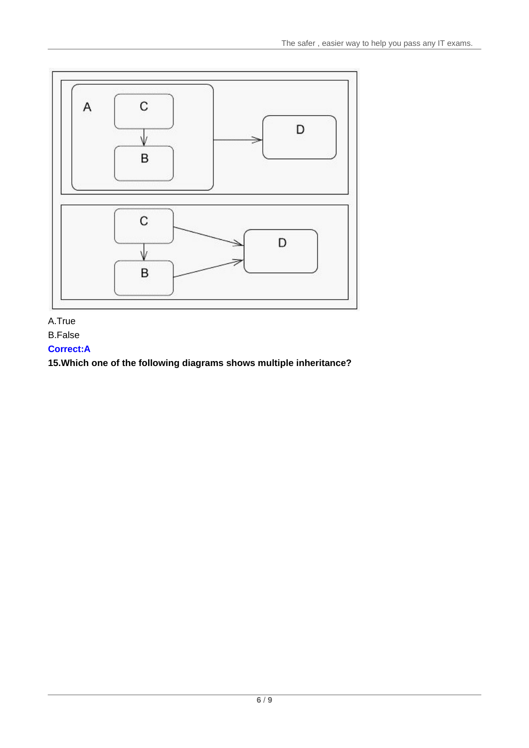A.True

B.False

**Correct:A**

**15.Which one of the following diagrams shows multiple inheritance?**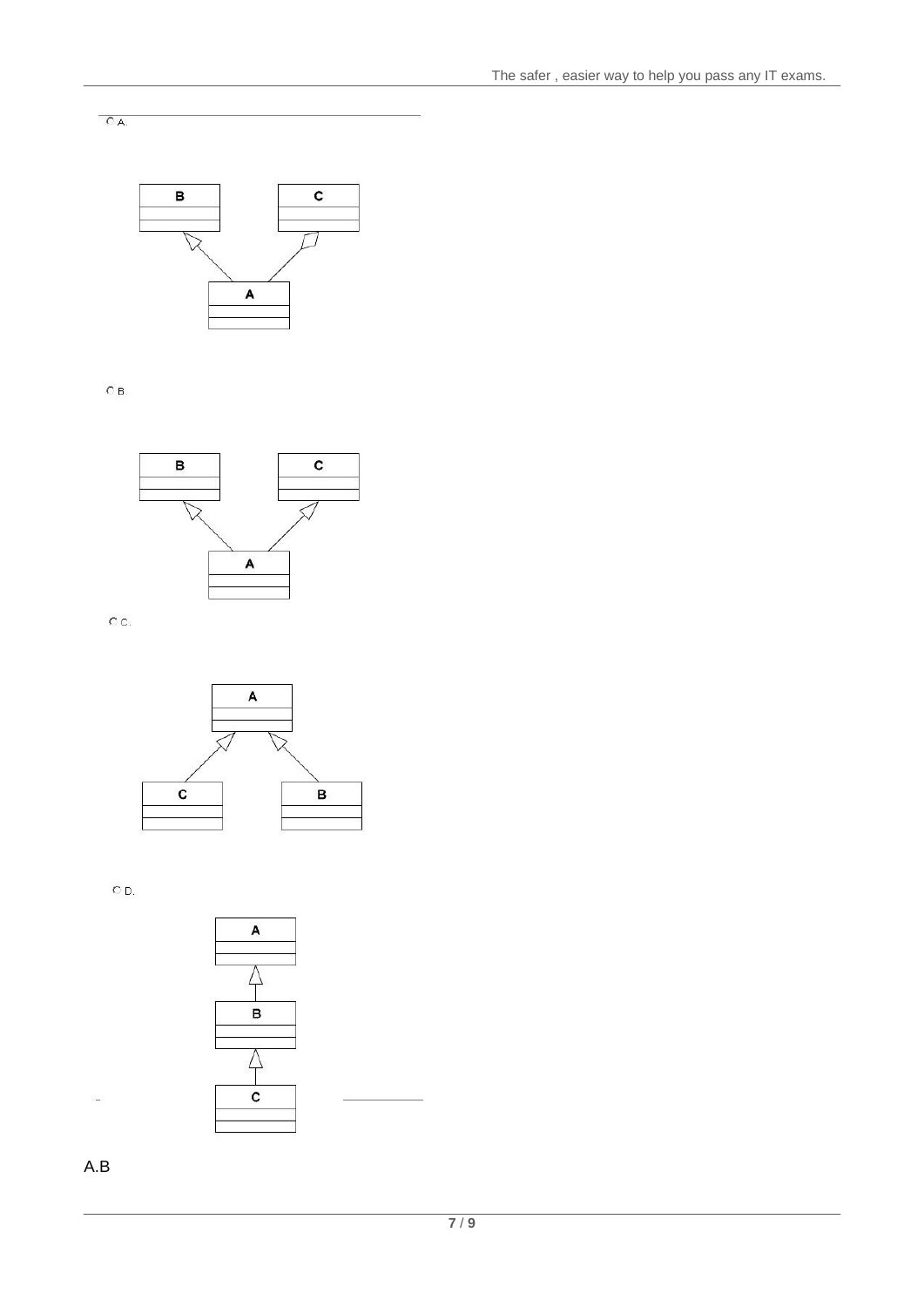A.

B.

C.

D.

A.B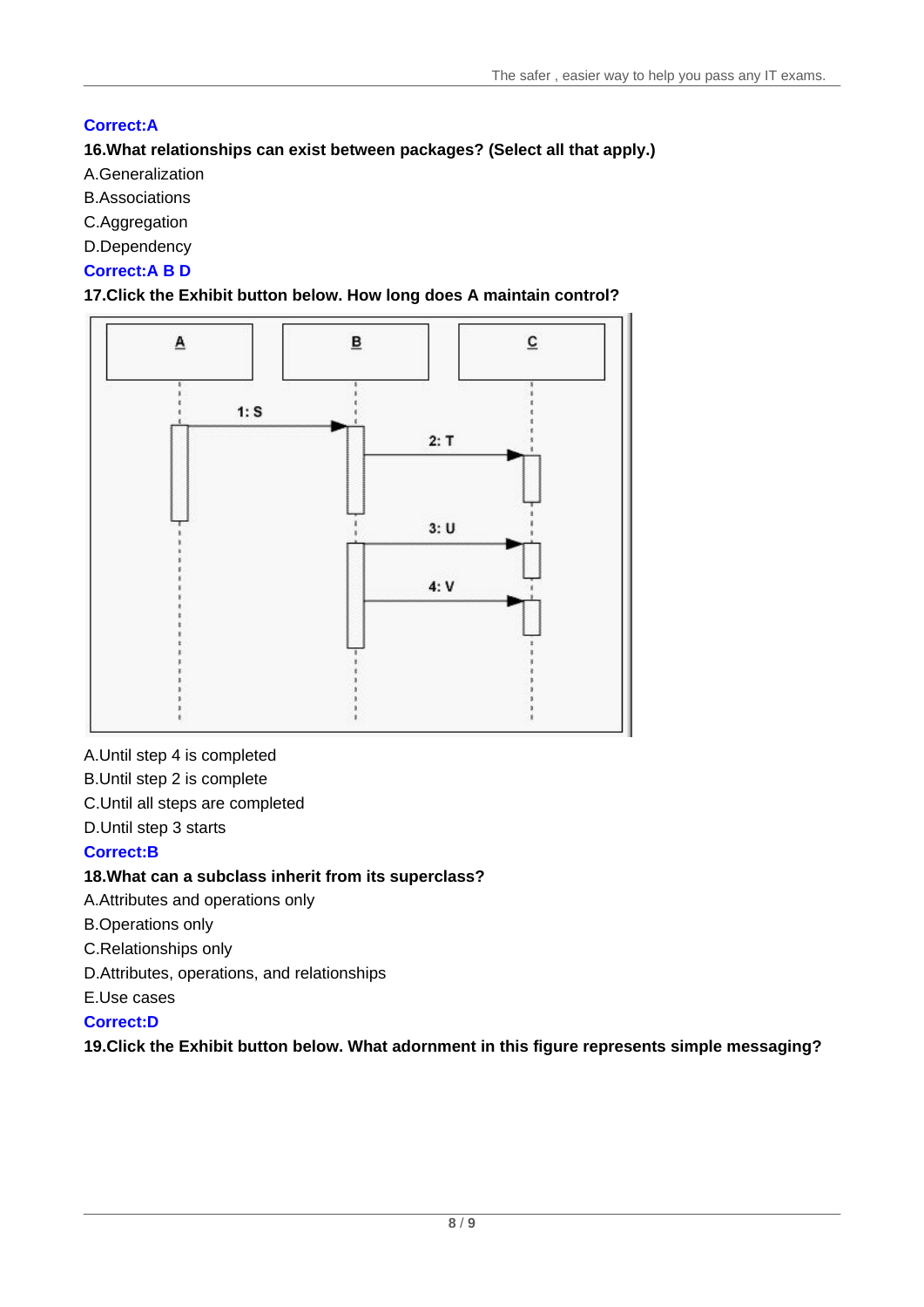**Correct:A**

**16.What relationships can exist between packages? (Select all that apply.)**

A.Generalization

B.Associations

C.Aggregation

D.Dependency

**Correct:A B D**

**17.Click the Exhibit button below. How long does A maintain control?**

A.Until step 4 is completed

B.Until step 2 is complete

C.Until all steps are completed

D.Until step 3 starts

**Correct:B**

**18.What can a subclass inherit from its superclass?**

A.Attributes and operations only

B.Operations only

C.Relationships only

D.Attributes, operations, and relationships

E.Use cases

**Correct:D**

**19.Click the Exhibit button below. What adornment in this figure represents simple messaging?**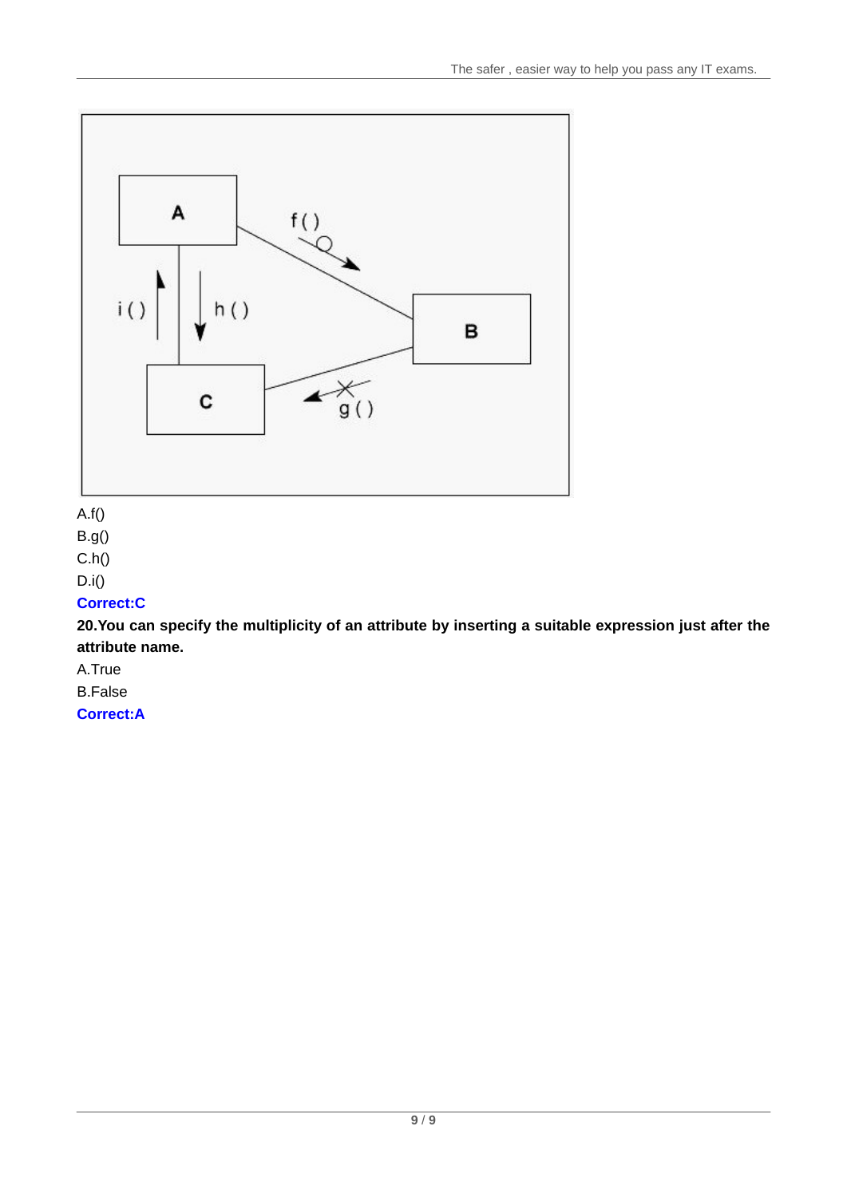A
f ( )
B
i ( )
h ( )
C
g ( )

A.f()

B.g()

C.h()

D.i()

**Correct:C**

**20.You can specify the multiplicity of an attribute by inserting a suitable expression just after the attribute name.**

A.True

B.False

**Correct:A**